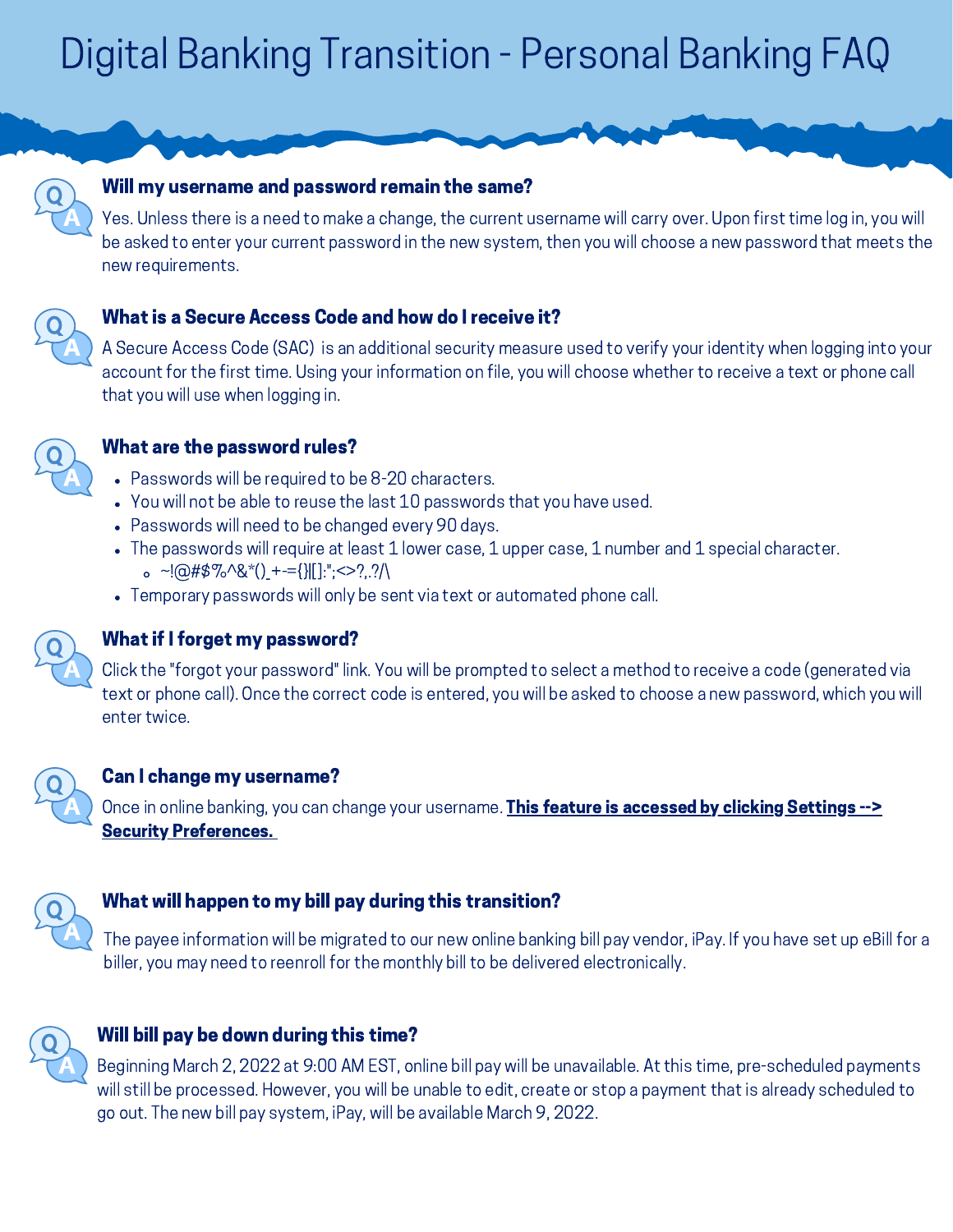# Digital Banking Transition - Personal Banking FAQ

### Will my username and password remain the same?

Yes. Unless there is a need to make a change, the current username will carry over. Upon first time log in, you will be asked to enter your current password in the new system, then you will choose a new password that meets the new requirements.

### What is a Secure Access Code and how do I receive it?

A Secure Access Code (SAC) is an additional security measure used to verify your identity when logging into your account for the first time. Using your information on file, you will choose whether to receive a text or phone call that you will use when logging in.

### What are the password rules?

- Passwords will be required to be 8-20 characters.
- You will not be able to reuse the last 10 passwords that you have used.
- Passwords will need to be changed every 90 days.
- The passwords will require at least 1 lower case, 1 upper case, 1 number and 1 special character.
  - ~!@#$%^&*()_+-={}|[]:";<>?,.?/\
- Temporary passwords will only be sent via text or automated phone call.

### What if I forget my password?

Click the "forgot your password" link. You will be prompted to select a method to receive a code (generated via text or phone call). Once the correct code is entered, you will be asked to choose a new password, which you will enter twice.

### Can I change my username?

Once in online banking, you can change your username. **This feature is accessed by clicking Settings --> Security Preferences.**

### What will happen to my bill pay during this transition?

The payee information will be migrated to our new online banking bill pay vendor, iPay. If you have set up eBill for a biller, you may need to reenroll for the monthly bill to be delivered electronically.

### Will bill pay be down during this time?

Beginning March 2, 2022 at 9:00 AM EST, online bill pay will be unavailable. At this time, pre-scheduled payments will still be processed. However, you will be unable to edit, create or stop a payment that is already scheduled to go out. The new bill pay system, iPay, will be available March 9, 2022.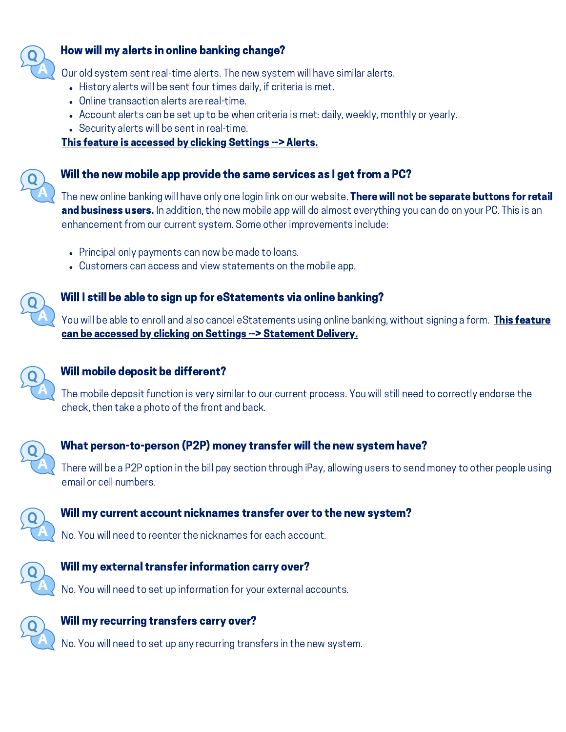### How will my alerts in online banking change?

Our old system sent real-time alerts. The new system will have similar alerts.

- History alerts will be sent four times daily, if criteria is met.
- Online transaction alerts are real-time.
- Account alerts can be set up to be when criteria is met: daily, weekly, monthly or yearly.
- Security alerts will be sent in real-time.

**This feature is accessed by clicking Settings --> Alerts.**

### Will the new mobile app provide the same services as I get from a PC?

The new online banking will have only one login link on our website. **There will not be separate buttons for retail and business users.** In addition, the new mobile app will do almost everything you can do on your PC. This is an enhancement from our current system. Some other improvements include:

- Principal only payments can now be made to loans.
- Customers can access and view statements on the mobile app.

### Will I still be able to sign up for eStatements via online banking?

You will be able to enroll and also cancel eStatements using online banking, without signing a form. **This feature can be accessed by clicking on Settings --> Statement Delivery.**

### Will mobile deposit be different?

The mobile deposit function is very similar to our current process. You will still need to correctly endorse the check, then take a photo of the front and back.

### What person-to-person (P2P) money transfer will the new system have?

There will be a P2P option in the bill pay section through iPay, allowing users to send money to other people using email or cell numbers.

### Will my current account nicknames transfer over to the new system?

No. You will need to reenter the nicknames for each account.

### Will my external transfer information carry over?

No. You will need to set up information for your external accounts.

### Will my recurring transfers carry over?

No. You will need to set up any recurring transfers in the new system.